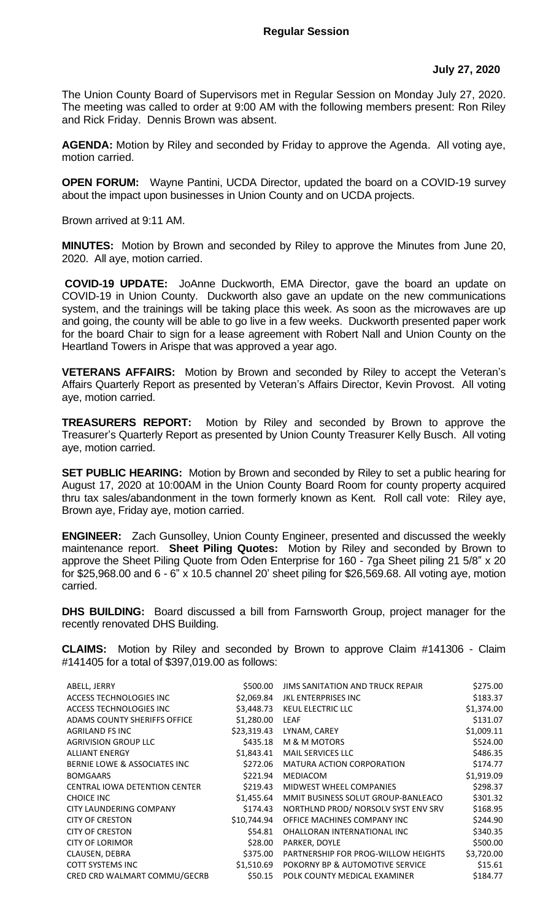# Regular Session

**July 27, 2020**

The Union County Board of Supervisors met in Regular Session on Monday July 27, 2020. The meeting was called to order at 9:00 AM with the following members present: Ron Riley and Rick Friday. Dennis Brown was absent.

**AGENDA:** Motion by Riley and seconded by Friday to approve the Agenda. All voting aye, motion carried.

**OPEN FORUM:** Wayne Pantini, UCDA Director, updated the board on a COVID-19 survey about the impact upon businesses in Union County and on UCDA projects.

Brown arrived at 9:11 AM.

**MINUTES:** Motion by Brown and seconded by Riley to approve the Minutes from June 20, 2020. All aye, motion carried.

**COVID-19 UPDATE:** JoAnne Duckworth, EMA Director, gave the board an update on COVID-19 in Union County. Duckworth also gave an update on the new communications system, and the trainings will be taking place this week. As soon as the microwaves are up and going, the county will be able to go live in a few weeks. Duckworth presented paper work for the board Chair to sign for a lease agreement with Robert Nall and Union County on the Heartland Towers in Arispe that was approved a year ago.

**VETERANS AFFAIRS:** Motion by Brown and seconded by Riley to accept the Veteran's Affairs Quarterly Report as presented by Veteran's Affairs Director, Kevin Provost. All voting aye, motion carried.

**TREASURERS REPORT:** Motion by Riley and seconded by Brown to approve the Treasurer's Quarterly Report as presented by Union County Treasurer Kelly Busch. All voting aye, motion carried.

**SET PUBLIC HEARING:** Motion by Brown and seconded by Riley to set a public hearing for August 17, 2020 at 10:00AM in the Union County Board Room for county property acquired thru tax sales/abandonment in the town formerly known as Kent. Roll call vote: Riley aye, Brown aye, Friday aye, motion carried.

**ENGINEER:** Zach Gunsolley, Union County Engineer, presented and discussed the weekly maintenance report. **Sheet Piling Quotes:** Motion by Riley and seconded by Brown to approve the Sheet Piling Quote from Oden Enterprise for 160 - 7ga Sheet piling 21 5/8" x 20 for $25,968.00 and 6 - 6" x 10.5 channel 20' sheet piling for $26,569.68. All voting aye, motion carried.

**DHS BUILDING:** Board discussed a bill from Farnsworth Group, project manager for the recently renovated DHS Building.

**CLAIMS:** Motion by Riley and seconded by Brown to approve Claim #141306 - Claim #141405 for a total of $397,019.00 as follows:

| | | | |
|---|---|---|---|
| ABELL, JERRY | $500.00 | JIMS SANITATION AND TRUCK REPAIR | $275.00 |
| ACCESS TECHNOLOGIES INC | $2,069.84 | JKL ENTERPRISES INC | $183.37 |
| ACCESS TECHNOLOGIES INC | $3,448.73 | KEUL ELECTRIC LLC | $1,374.00 |
| ADAMS COUNTY SHERIFFS OFFICE | $1,280.00 | LEAF | $131.07 |
| AGRILAND FS INC | $23,319.43 | LYNAM, CAREY | $1,009.11 |
| AGRIVISION GROUP LLC | $435.18 | M & M MOTORS | $524.00 |
| ALLIANT ENERGY | $1,843.41 | MAIL SERVICES LLC | $486.35 |
| BERNIE LOWE & ASSOCIATES INC | $272.06 | MATURA ACTION CORPORATION | $174.77 |
| BOMGAARS | $221.94 | MEDIACOM | $1,919.09 |
| CENTRAL IOWA DETENTION CENTER | $219.43 | MIDWEST WHEEL COMPANIES | $298.37 |
| CHOICE INC | $1,455.64 | MMIT BUSINESS SOLUT GROUP-BANLEACO | $301.32 |
| CITY LAUNDERING COMPANY | $174.43 | NORTHLND PROD/ NORSOLV SYST ENV SRV | $168.95 |
| CITY OF CRESTON | $10,744.94 | OFFICE MACHINES COMPANY INC | $244.90 |
| CITY OF CRESTON | $54.81 | OHALLORAN INTERNATIONAL INC | $340.35 |
| CITY OF LORIMOR | $28.00 | PARKER, DOYLE | $500.00 |
| CLAUSEN, DEBRA | $375.00 | PARTNERSHIP FOR PROG-WILLOW HEIGHTS | $3,720.00 |
| COTT SYSTEMS INC | $1,510.69 | POKORNY BP & AUTOMOTIVE SERVICE | $15.61 |
| CRED CRD WALMART COMMU/GECRB | $50.15 | POLK COUNTY MEDICAL EXAMINER | $184.77 |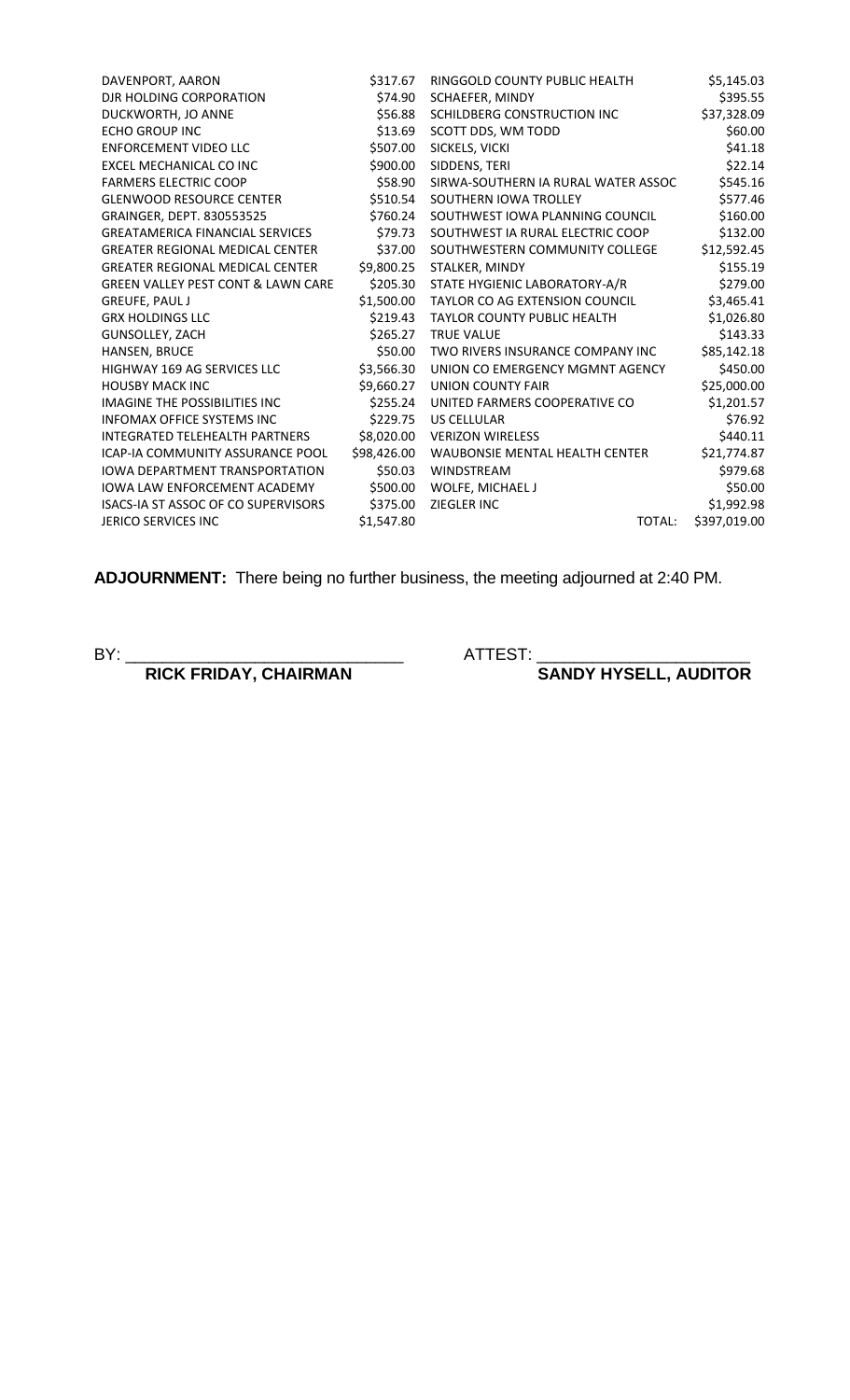| | | | |
|---|---|---|---|
| DAVENPORT, AARON | $317.67 | RINGGOLD COUNTY PUBLIC HEALTH | $5,145.03 |
| DJR HOLDING CORPORATION | $74.90 | SCHAEFER, MINDY | $395.55 |
| DUCKWORTH, JO ANNE | $56.88 | SCHILDBERG CONSTRUCTION INC | $37,328.09 |
| ECHO GROUP INC | $13.69 | SCOTT DDS, WM TODD | $60.00 |
| ENFORCEMENT VIDEO LLC | $507.00 | SICKELS, VICKI | $41.18 |
| EXCEL MECHANICAL CO INC | $900.00 | SIDDENS, TERI | $22.14 |
| FARMERS ELECTRIC COOP | $58.90 | SIRWA-SOUTHERN IA RURAL WATER ASSOC | $545.16 |
| GLENWOOD RESOURCE CENTER | $510.54 | SOUTHERN IOWA TROLLEY | $577.46 |
| GRAINGER, DEPT. 830553525 | $760.24 | SOUTHWEST IOWA PLANNING COUNCIL | $160.00 |
| GREATAMERICA FINANCIAL SERVICES | $79.73 | SOUTHWEST IA RURAL ELECTRIC COOP | $132.00 |
| GREATER REGIONAL MEDICAL CENTER | $37.00 | SOUTHWESTERN COMMUNITY COLLEGE | $12,592.45 |
| GREATER REGIONAL MEDICAL CENTER | $9,800.25 | STALKER, MINDY | $155.19 |
| GREEN VALLEY PEST CONT & LAWN CARE | $205.30 | STATE HYGIENIC LABORATORY-A/R | $279.00 |
| GREUFE, PAUL J | $1,500.00 | TAYLOR CO AG EXTENSION COUNCIL | $3,465.41 |
| GRX HOLDINGS LLC | $219.43 | TAYLOR COUNTY PUBLIC HEALTH | $1,026.80 |
| GUNSOLLEY, ZACH | $265.27 | TRUE VALUE | $143.33 |
| HANSEN, BRUCE | $50.00 | TWO RIVERS INSURANCE COMPANY INC | $85,142.18 |
| HIGHWAY 169 AG SERVICES LLC | $3,566.30 | UNION CO EMERGENCY MGMNT AGENCY | $450.00 |
| HOUSBY MACK INC | $9,660.27 | UNION COUNTY FAIR | $25,000.00 |
| IMAGINE THE POSSIBILITIES INC | $255.24 | UNITED FARMERS COOPERATIVE CO | $1,201.57 |
| INFOMAX OFFICE SYSTEMS INC | $229.75 | US CELLULAR | $76.92 |
| INTEGRATED TELEHEALTH PARTNERS | $8,020.00 | VERIZON WIRELESS | $440.11 |
| ICAP-IA COMMUNITY ASSURANCE POOL | $98,426.00 | WAUBONSIE MENTAL HEALTH CENTER | $21,774.87 |
| IOWA DEPARTMENT TRANSPORTATION | $50.03 | WINDSTREAM | $979.68 |
| IOWA LAW ENFORCEMENT ACADEMY | $500.00 | WOLFE, MICHAEL J | $50.00 |
| ISACS-IA ST ASSOC OF CO SUPERVISORS | $375.00 | ZIEGLER INC | $1,992.98 |
| JERICO SERVICES INC | $1,547.80 | TOTAL: | $397,019.00 |

**ADJOURNMENT:** There being no further business, the meeting adjourned at 2:40 PM.

BY: ______________________________ ATTEST: ______________________

**RICK FRIDAY, CHAIRMAN** **SANDY HYSELL, AUDITOR**